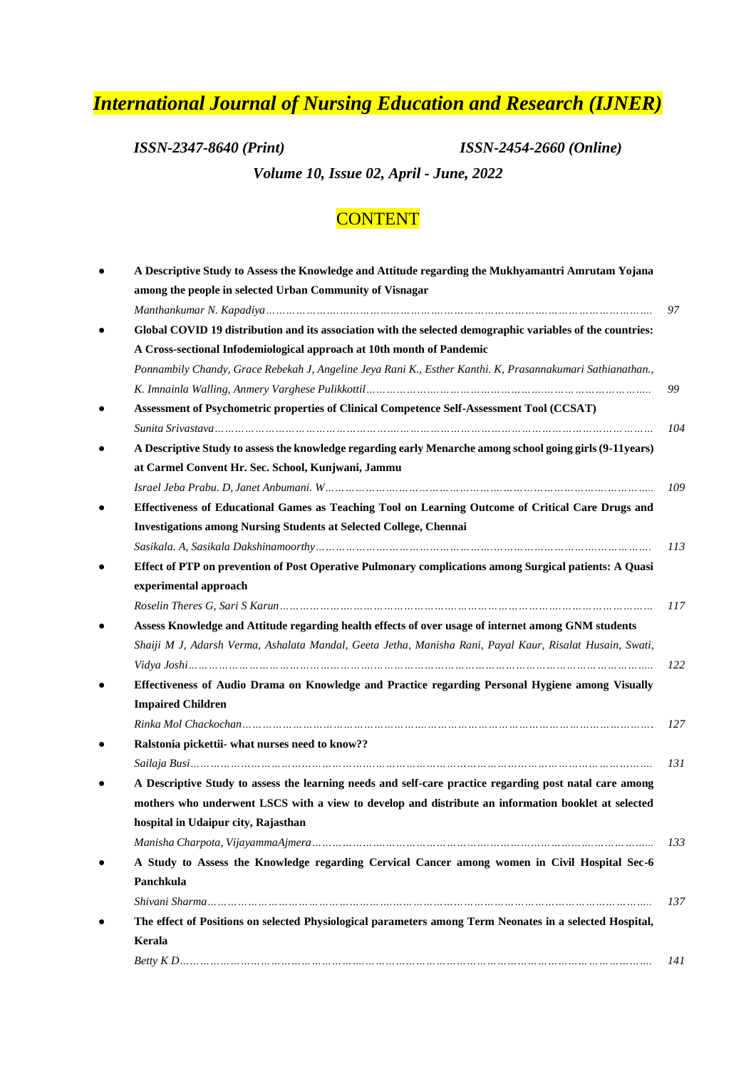# *International Journal of Nursing Education and Research (IJNER)*

*ISSN-2347-8640 (Print)* *ISSN-2454-2660 (Online)*

*Volume 10, Issue 02, April - June, 2022*

## CONTENT

- **A Descriptive Study to Assess the Knowledge and Attitude regarding the Mukhyamantri Amrutam Yojana among the people in selected Urban Community of Visnagar**
  *Manthankumar N. Kapadiya* ………………………………………………………………………… 97
- **Global COVID 19 distribution and its association with the selected demographic variables of the countries: A Cross-sectional Infodemiological approach at 10th month of Pandemic**
  *Ponnambily Chandy, Grace Rebekah J, Angeline Jeya Rani K., Esther Kanthi. K, Prasannakumari Sathianathan., K. Imnainla Walling, Anmery Varghese Pulikkottil* ………………………………………………………… 99
- **Assessment of Psychometric properties of Clinical Competence Self-Assessment Tool (CCSAT)**
  *Sunita Srivastava* ………………………………………………………………………………… 104
- **A Descriptive Study to assess the knowledge regarding early Menarche among school going girls (9-11years) at Carmel Convent Hr. Sec. School, Kunjwani, Jammu**
  *Israel Jeba Prabu. D, Janet Anbumani. W* ……………………………………………………………… 109
- **Effectiveness of Educational Games as Teaching Tool on Learning Outcome of Critical Care Drugs and Investigations among Nursing Students at Selected College, Chennai**
  *Sasikala. A, Sasikala Dakshinamoorthy* ……………………………………………………………… 113
- **Effect of PTP on prevention of Post Operative Pulmonary complications among Surgical patients: A Quasi experimental approach**
  *Roselin Theres G, Sari S Karun* ………………………………………………………………………… 117
- **Assess Knowledge and Attitude regarding health effects of over usage of internet among GNM students**
  *Shaiji M J, Adarsh Verma, Ashalata Mandal, Geeta Jetha, Manisha Rani, Payal Kaur, Risalat Husain, Swati, Vidya Joshi* ……………………………………………………………………………………… 122
- **Effectiveness of Audio Drama on Knowledge and Practice regarding Personal Hygiene among Visually Impaired Children**
  *Rinka Mol Chackochan* ……………………………………………………………………………… 127
- **Ralstonia pickettii- what nurses need to know??**
  *Sailaja Busi* …………………………………………………………………………………………… 131
- **A Descriptive Study to assess the learning needs and self-care practice regarding post natal care among mothers who underwent LSCS with a view to develop and distribute an information booklet at selected hospital in Udaipur city, Rajasthan**
  *Manisha Charpota, VijayammaAjmera* ………………………………………………………………… 133
- **A Study to Assess the Knowledge regarding Cervical Cancer among women in Civil Hospital Sec-6 Panchkula**
  *Shivani Sharma* ………………………………………………………………………………………… 137
- **The effect of Positions on selected Physiological parameters among Term Neonates in a selected Hospital, Kerala**
  *Betty K D* ……………………………………………………………………………………………… 141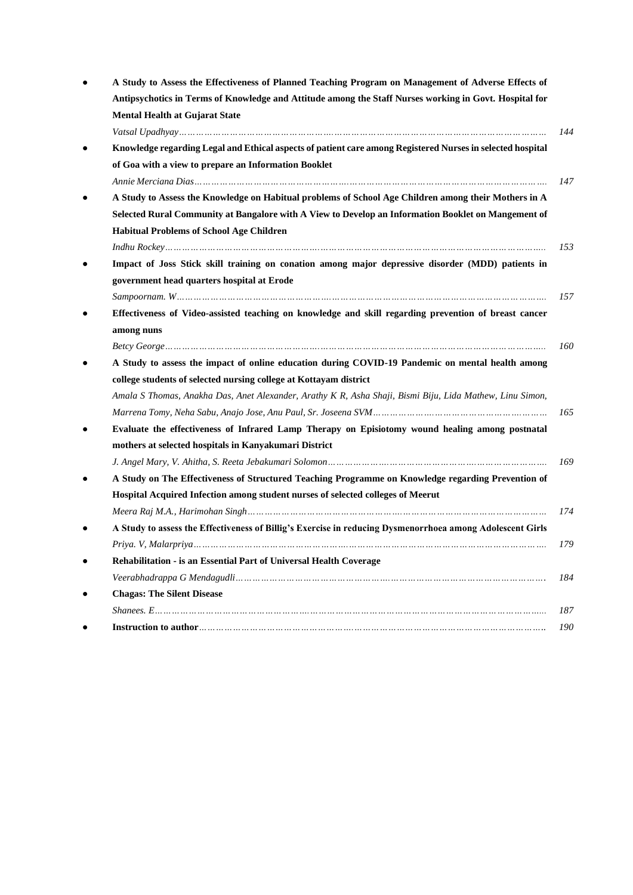- **A Study to Assess the Effectiveness of Planned Teaching Program on Management of Adverse Effects of Antipsychotics in Terms of Knowledge and Attitude among the Staff Nurses working in Govt. Hospital for Mental Health at Gujarat State**
  *Vatsal Upadhyay*……………………………………………………………………………………………………… 144
- **Knowledge regarding Legal and Ethical aspects of patient care among Registered Nurses in selected hospital of Goa with a view to prepare an Information Booklet**
  *Annie Merciana Dias*………………………………………………………………………………………………. 147
- **A Study to Assess the Knowledge on Habitual problems of School Age Children among their Mothers in A Selected Rural Community at Bangalore with A View to Develop an Information Booklet on Mangement of Habitual Problems of School Age Children**
  *Indhu Rockey*………………………………………………………………………………………………………. 153
- **Impact of Joss Stick skill training on conation among major depressive disorder (MDD) patients in government head quarters hospital at Erode**
  *Sampoornam. W*……………………………………………………………………………………………………… 157
- **Effectiveness of Video-assisted teaching on knowledge and skill regarding prevention of breast cancer among nuns**
  *Betcy George*………………………………………………………………………………………………………. 160
- **A Study to assess the impact of online education during COVID-19 Pandemic on mental health among college students of selected nursing college at Kottayam district**
  *Amala S Thomas, Anakha Das, Anet Alexander, Arathy K R, Asha Shaji, Bismi Biju, Lida Mathew, Linu Simon, Marrena Tomy, Neha Sabu, Anajo Jose, Anu Paul, Sr. Joseena SVM*……………………………………………… 165
- **Evaluate the effectiveness of Infrared Lamp Therapy on Episiotomy wound healing among postnatal mothers at selected hospitals in Kanyakumari District**
  *J. Angel Mary, V. Ahitha, S. Reeta Jebakumari Solomon*………………………………………………………………. 169
- **A Study on The Effectiveness of Structured Teaching Programme on Knowledge regarding Prevention of Hospital Acquired Infection among student nurses of selected colleges of Meerut**
  *Meera Raj M.A., Harimohan Singh*…………………………………………………………………………………… 174
- **A Study to assess the Effectiveness of Billig's Exercise in reducing Dysmenorrhoea among Adolescent Girls**
  *Priya. V, Malarpriya*………………………………………………………………………………………………. 179
- **Rehabilitation - is an Essential Part of Universal Health Coverage**
  *Veerabhadrappa G Mendagudli*………………………………………………………………………………………. 184
- **Chagas: The Silent Disease**
  *Shanees. E*…………………………………………………………………………………………………………. 187
- **Instruction to author**………………………………………………………………………………………………. 190